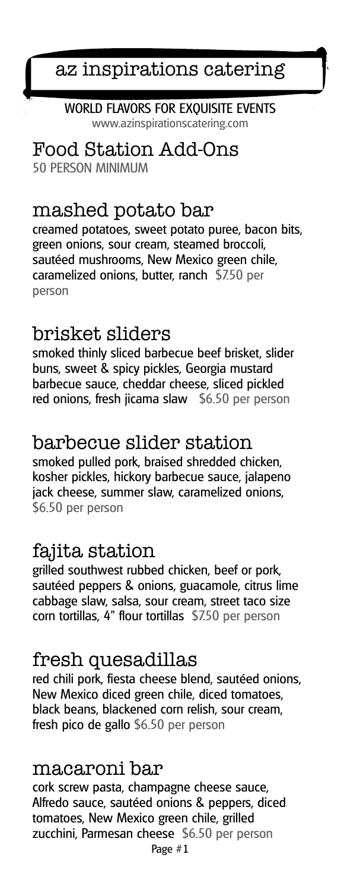# az inspirations catering

**WORLD FLAVORS FOR EXQUISITE EVENTS**
www.azinspirationscatering.com

## Food Station Add-Ons

50 PERSON MINIMUM

### mashed potato bar

creamed potatoes, sweet potato puree, bacon bits, green onions, sour cream, steamed broccoli, sautéed mushrooms, New Mexico green chile, caramelized onions, butter, ranch $7.50 per person

### brisket sliders

smoked thinly sliced barbecue beef brisket, slider buns, sweet & spicy pickles, Georgia mustard barbecue sauce, cheddar cheese, sliced pickled red onions, fresh jicama slaw $6.50 per person

### barbecue slider station

smoked pulled pork, braised shredded chicken, kosher pickles, hickory barbecue sauce, jalapeno jack cheese, summer slaw, caramelized onions, $6.50 per person

### fajita station

grilled southwest rubbed chicken, beef or pork, sautéed peppers & onions, guacamole, citrus lime cabbage slaw, salsa, sour cream, street taco size corn tortillas, 4" flour tortillas $7.50 per person

### fresh quesadillas

red chili pork, fiesta cheese blend, sautéed onions, New Mexico diced green chile, diced tomatoes, black beans, blackened corn relish, sour cream, fresh pico de gallo $6.50 per person

### macaroni bar

cork screw pasta, champagne cheese sauce, Alfredo sauce, sautéed onions & peppers, diced tomatoes, New Mexico green chile, grilled zucchini, Parmesan cheese $6.50 per person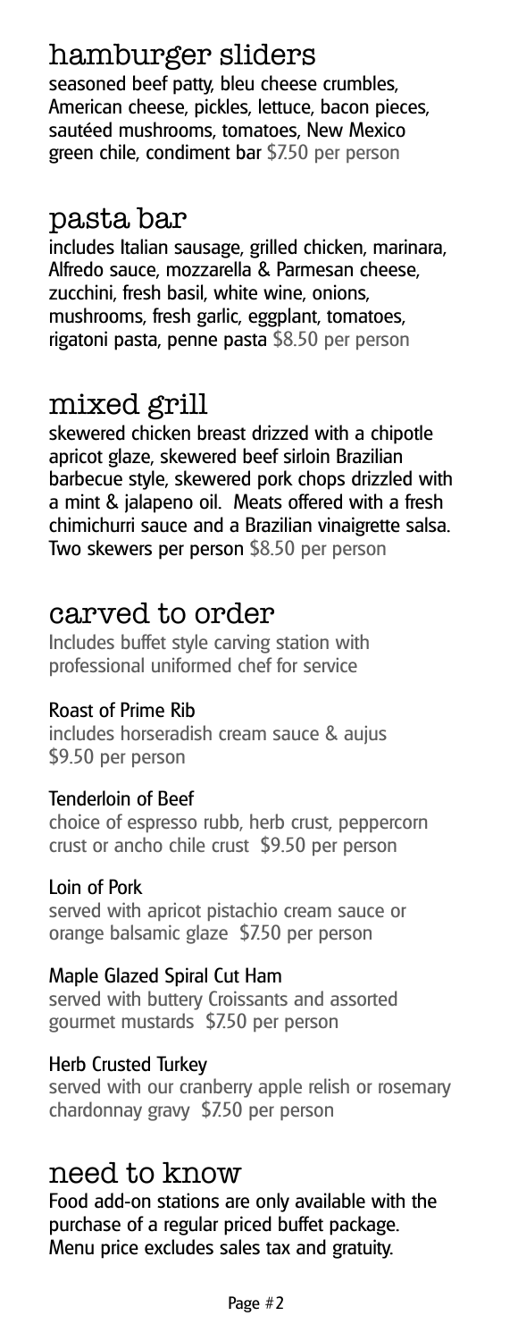## hamburger sliders

seasoned beef patty, bleu cheese crumbles, American cheese, pickles, lettuce, bacon pieces, sautéed mushrooms, tomatoes, New Mexico green chile, condiment bar $7.50 per person

## pasta bar

includes Italian sausage, grilled chicken, marinara, Alfredo sauce, mozzarella & Parmesan cheese, zucchini, fresh basil, white wine, onions, mushrooms, fresh garlic, eggplant, tomatoes, rigatoni pasta, penne pasta $8.50 per person

## mixed grill

skewered chicken breast drizzed with a chipotle apricot glaze, skewered beef sirloin Brazilian barbecue style, skewered pork chops drizzled with a mint & jalapeno oil. Meats offered with a fresh chimichurri sauce and a Brazilian vinaigrette salsa. Two skewers per person $8.50 per person

## carved to order

Includes buffet style carving station with professional uniformed chef for service

**Roast of Prime Rib**
includes horseradish cream sauce & aujus
$9.50 per person

**Tenderloin of Beef**
choice of espresso rubb, herb crust, peppercorn crust or ancho chile crust $9.50 per person

**Loin of Pork**
served with apricot pistachio cream sauce or orange balsamic glaze $7.50 per person

**Maple Glazed Spiral Cut Ham**
served with buttery Croissants and assorted gourmet mustards $7.50 per person

**Herb Crusted Turkey**
served with our cranberry apple relish or rosemary chardonnay gravy $7.50 per person

## need to know

Food add-on stations are only available with the purchase of a regular priced buffet package. Menu price excludes sales tax and gratuity.